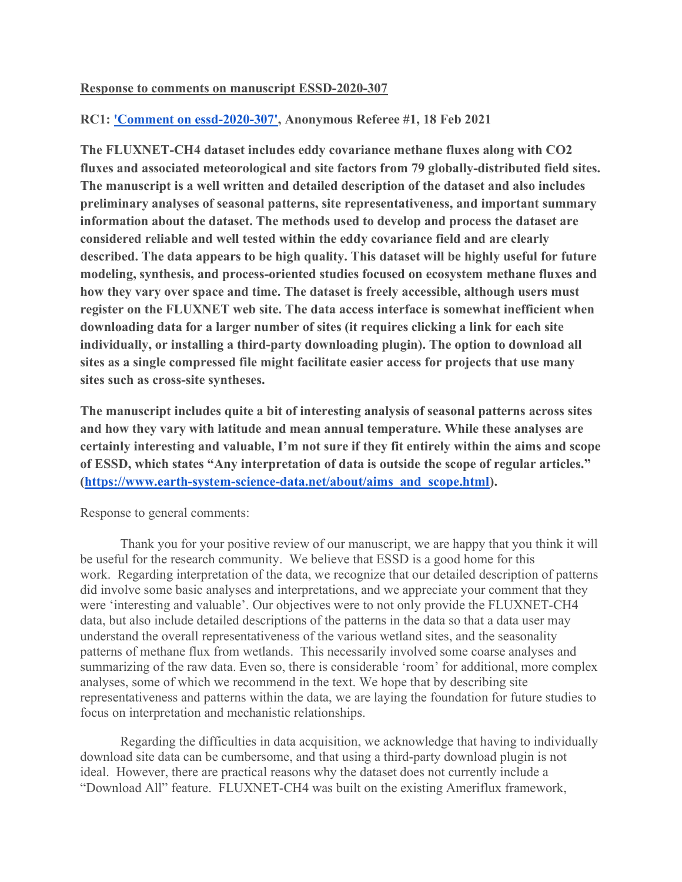**Response to comments on manuscript ESSD-2020-307**

**RC1: ['Comment on essd-2020-307'](https://example.com), Anonymous Referee #1, 18 Feb 2021**

**The FLUXNET-CH4 dataset includes eddy covariance methane fluxes along with CO2 fluxes and associated meteorological and site factors from 79 globally-distributed field sites. The manuscript is a well written and detailed description of the dataset and also includes preliminary analyses of seasonal patterns, site representativeness, and important summary information about the dataset. The methods used to develop and process the dataset are considered reliable and well tested within the eddy covariance field and are clearly described. The data appears to be high quality. This dataset will be highly useful for future modeling, synthesis, and process-oriented studies focused on ecosystem methane fluxes and how they vary over space and time. The dataset is freely accessible, although users must register on the FLUXNET web site. The data access interface is somewhat inefficient when downloading data for a larger number of sites (it requires clicking a link for each site individually, or installing a third-party downloading plugin). The option to download all sites as a single compressed file might facilitate easier access for projects that use many sites such as cross-site syntheses.**

**The manuscript includes quite a bit of interesting analysis of seasonal patterns across sites and how they vary with latitude and mean annual temperature. While these analyses are certainly interesting and valuable, I'm not sure if they fit entirely within the aims and scope of ESSD, which states "Any interpretation of data is outside the scope of regular articles." ([https://www.earth-system-science-data.net/about/aims_and_scope.html](https://www.earth-system-science-data.net/about/aims_and_scope.html)).**

Response to general comments:

Thank you for your positive review of our manuscript, we are happy that you think it will be useful for the research community. We believe that ESSD is a good home for this work. Regarding interpretation of the data, we recognize that our detailed description of patterns did involve some basic analyses and interpretations, and we appreciate your comment that they were 'interesting and valuable'. Our objectives were to not only provide the FLUXNET-CH4 data, but also include detailed descriptions of the patterns in the data so that a data user may understand the overall representativeness of the various wetland sites, and the seasonality patterns of methane flux from wetlands. This necessarily involved some coarse analyses and summarizing of the raw data. Even so, there is considerable 'room' for additional, more complex analyses, some of which we recommend in the text. We hope that by describing site representativeness and patterns within the data, we are laying the foundation for future studies to focus on interpretation and mechanistic relationships.

Regarding the difficulties in data acquisition, we acknowledge that having to individually download site data can be cumbersome, and that using a third-party download plugin is not ideal. However, there are practical reasons why the dataset does not currently include a "Download All" feature. FLUXNET-CH4 was built on the existing Ameriflux framework,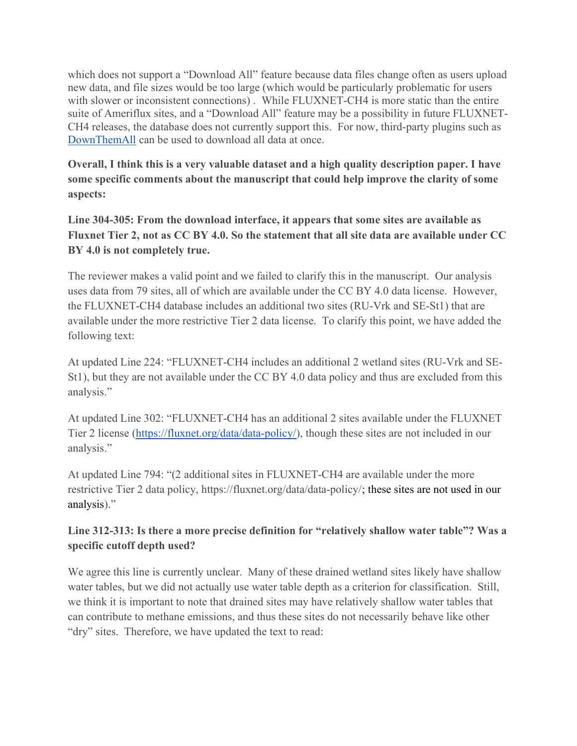which does not support a "Download All" feature because data files change often as users upload new data, and file sizes would be too large (which would be particularly problematic for users with slower or inconsistent connections) . While FLUXNET-CH4 is more static than the entire suite of Ameriflux sites, and a "Download All" feature may be a possibility in future FLUXNET-CH4 releases, the database does not currently support this. For now, third-party plugins such as DownThemAll can be used to download all data at once.

**Overall, I think this is a very valuable dataset and a high quality description paper. I have some specific comments about the manuscript that could help improve the clarity of some aspects:**

**Line 304-305: From the download interface, it appears that some sites are available as Fluxnet Tier 2, not as CC BY 4.0. So the statement that all site data are available under CC BY 4.0 is not completely true.**

The reviewer makes a valid point and we failed to clarify this in the manuscript. Our analysis uses data from 79 sites, all of which are available under the CC BY 4.0 data license. However, the FLUXNET-CH4 database includes an additional two sites (RU-Vrk and SE-St1) that are available under the more restrictive Tier 2 data license. To clarify this point, we have added the following text:

At updated Line 224: "FLUXNET-CH4 includes an additional 2 wetland sites (RU-Vrk and SE-St1), but they are not available under the CC BY 4.0 data policy and thus are excluded from this analysis."

At updated Line 302: "FLUXNET-CH4 has an additional 2 sites available under the FLUXNET Tier 2 license (https://fluxnet.org/data/data-policy/), though these sites are not included in our analysis."

At updated Line 794: "(2 additional sites in FLUXNET-CH4 are available under the more restrictive Tier 2 data policy, https://fluxnet.org/data/data-policy/; these sites are not used in our analysis)."

**Line 312-313: Is there a more precise definition for "relatively shallow water table"? Was a specific cutoff depth used?**

We agree this line is currently unclear. Many of these drained wetland sites likely have shallow water tables, but we did not actually use water table depth as a criterion for classification. Still, we think it is important to note that drained sites may have relatively shallow water tables that can contribute to methane emissions, and thus these sites do not necessarily behave like other "dry" sites. Therefore, we have updated the text to read: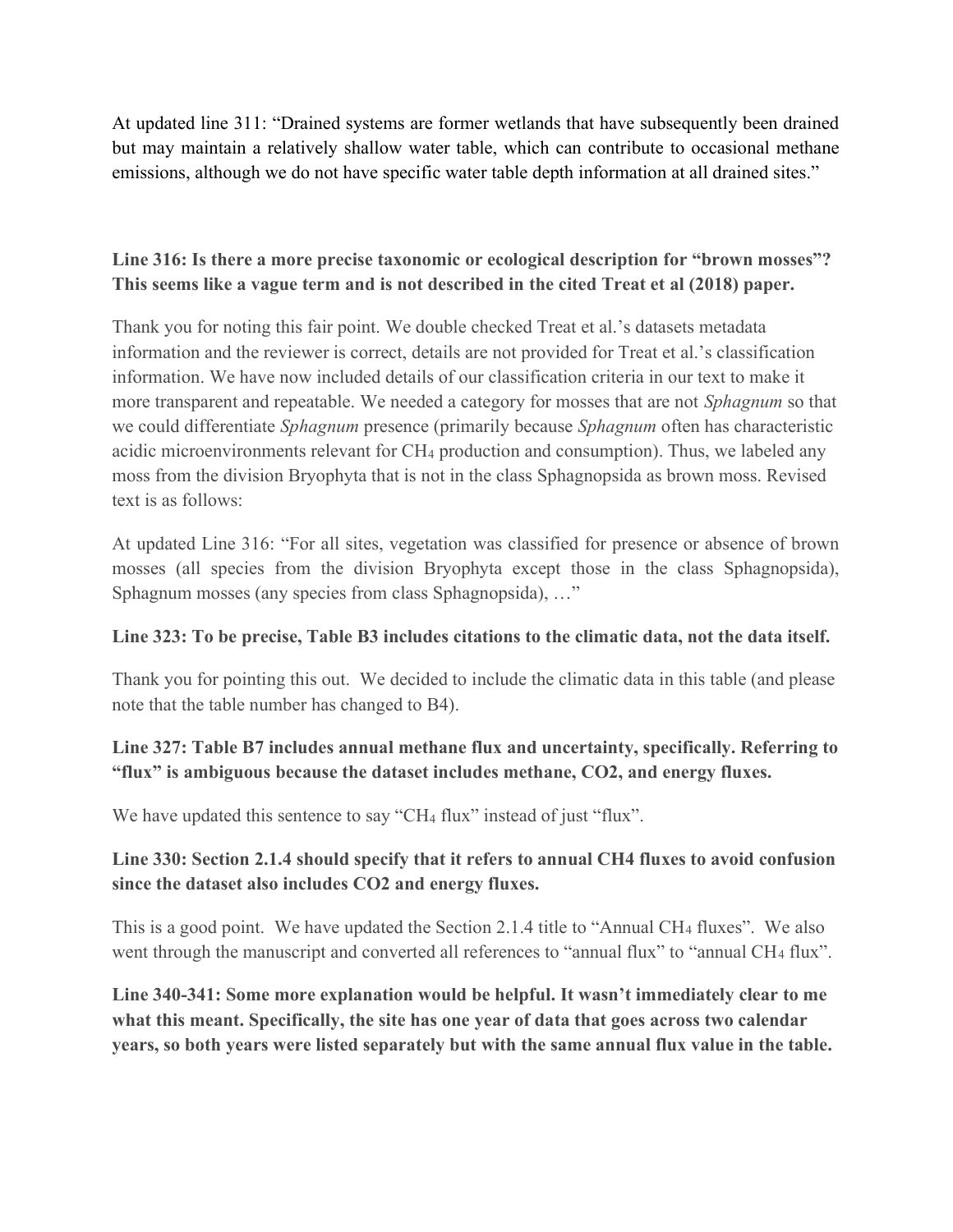At updated line 311: "Drained systems are former wetlands that have subsequently been drained but may maintain a relatively shallow water table, which can contribute to occasional methane emissions, although we do not have specific water table depth information at all drained sites."

**Line 316: Is there a more precise taxonomic or ecological description for "brown mosses"? This seems like a vague term and is not described in the cited Treat et al (2018) paper.**

Thank you for noting this fair point. We double checked Treat et al.'s datasets metadata information and the reviewer is correct, details are not provided for Treat et al.'s classification information. We have now included details of our classification criteria in our text to make it more transparent and repeatable. We needed a category for mosses that are not *Sphagnum* so that we could differentiate *Sphagnum* presence (primarily because *Sphagnum* often has characteristic acidic microenvironments relevant for $CH_4$ production and consumption). Thus, we labeled any moss from the division Bryophyta that is not in the class Sphagnopsida as brown moss. Revised text is as follows:

At updated Line 316: "For all sites, vegetation was classified for presence or absence of brown mosses (all species from the division Bryophyta except those in the class Sphagnopsida), Sphagnum mosses (any species from class Sphagnopsida), …"

**Line 323: To be precise, Table B3 includes citations to the climatic data, not the data itself.**

Thank you for pointing this out. We decided to include the climatic data in this table (and please note that the table number has changed to B4).

**Line 327: Table B7 includes annual methane flux and uncertainty, specifically. Referring to "flux" is ambiguous because the dataset includes methane, CO2, and energy fluxes.**

We have updated this sentence to say "$CH_4$ flux" instead of just "flux".

**Line 330: Section 2.1.4 should specify that it refers to annual CH4 fluxes to avoid confusion since the dataset also includes CO2 and energy fluxes.**

This is a good point. We have updated the Section 2.1.4 title to "Annual $CH_4$ fluxes". We also went through the manuscript and converted all references to "annual flux" to "annual $CH_4$ flux".

**Line 340-341: Some more explanation would be helpful. It wasn't immediately clear to me what this meant. Specifically, the site has one year of data that goes across two calendar years, so both years were listed separately but with the same annual flux value in the table.**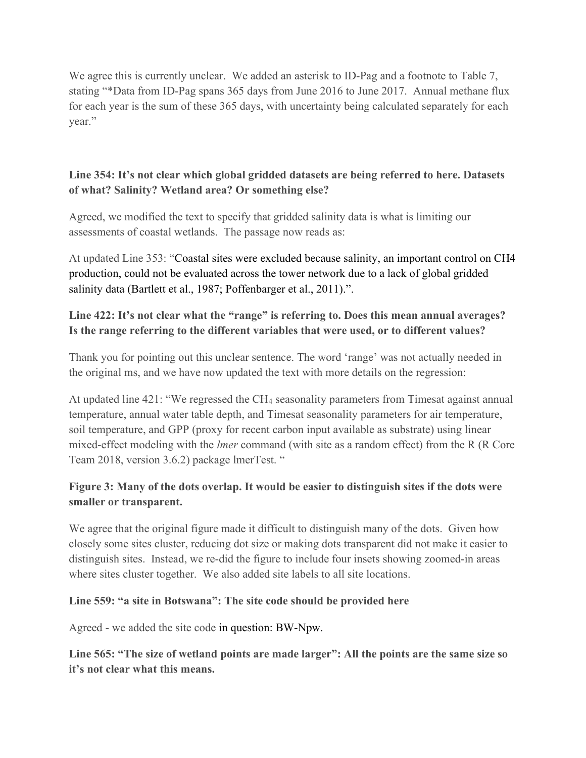We agree this is currently unclear. We added an asterisk to ID-Pag and a footnote to Table 7, stating "*Data from ID-Pag spans 365 days from June 2016 to June 2017. Annual methane flux for each year is the sum of these 365 days, with uncertainty being calculated separately for each year."

**Line 354: It's not clear which global gridded datasets are being referred to here. Datasets of what? Salinity? Wetland area? Or something else?**

Agreed, we modified the text to specify that gridded salinity data is what is limiting our assessments of coastal wetlands. The passage now reads as:

At updated Line 353: "Coastal sites were excluded because salinity, an important control on CH4 production, could not be evaluated across the tower network due to a lack of global gridded salinity data (Bartlett et al., 1987; Poffenbarger et al., 2011).".

**Line 422: It's not clear what the "range" is referring to. Does this mean annual averages? Is the range referring to the different variables that were used, or to different values?**

Thank you for pointing out this unclear sentence. The word 'range' was not actually needed in the original ms, and we have now updated the text with more details on the regression:

At updated line 421: "We regressed the $CH_4$ seasonality parameters from Timesat against annual temperature, annual water table depth, and Timesat seasonality parameters for air temperature, soil temperature, and GPP (proxy for recent carbon input available as substrate) using linear mixed-effect modeling with the *lmer* command (with site as a random effect) from the R (R Core Team 2018, version 3.6.2) package lmerTest. "

**Figure 3: Many of the dots overlap. It would be easier to distinguish sites if the dots were smaller or transparent.**

We agree that the original figure made it difficult to distinguish many of the dots. Given how closely some sites cluster, reducing dot size or making dots transparent did not make it easier to distinguish sites. Instead, we re-did the figure to include four insets showing zoomed-in areas where sites cluster together. We also added site labels to all site locations.

**Line 559: "a site in Botswana": The site code should be provided here**

Agreed - we added the site code in question: BW-Npw.

**Line 565: "The size of wetland points are made larger": All the points are the same size so it's not clear what this means.**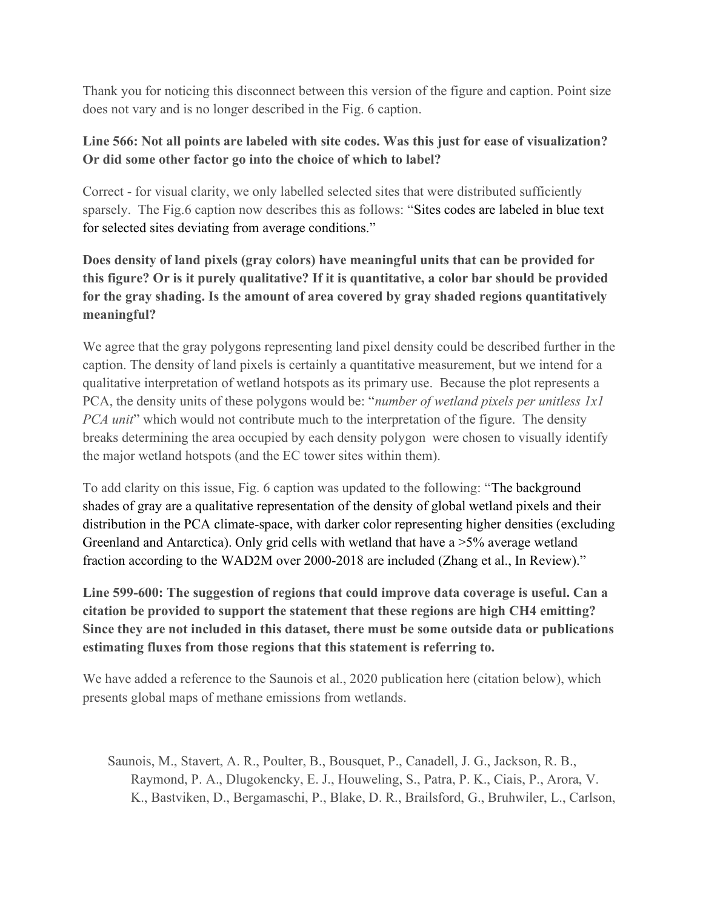Thank you for noticing this disconnect between this version of the figure and caption. Point size does not vary and is no longer described in the Fig. 6 caption.

**Line 566: Not all points are labeled with site codes. Was this just for ease of visualization? Or did some other factor go into the choice of which to label?**

Correct - for visual clarity, we only labelled selected sites that were distributed sufficiently sparsely. The Fig.6 caption now describes this as follows: "Sites codes are labeled in blue text for selected sites deviating from average conditions."

**Does density of land pixels (gray colors) have meaningful units that can be provided for this figure? Or is it purely qualitative? If it is quantitative, a color bar should be provided for the gray shading. Is the amount of area covered by gray shaded regions quantitatively meaningful?**

We agree that the gray polygons representing land pixel density could be described further in the caption. The density of land pixels is certainly a quantitative measurement, but we intend for a qualitative interpretation of wetland hotspots as its primary use. Because the plot represents a PCA, the density units of these polygons would be: "*number of wetland pixels per unitless 1x1 PCA unit*" which would not contribute much to the interpretation of the figure. The density breaks determining the area occupied by each density polygon were chosen to visually identify the major wetland hotspots (and the EC tower sites within them).

To add clarity on this issue, Fig. 6 caption was updated to the following: "The background shades of gray are a qualitative representation of the density of global wetland pixels and their distribution in the PCA climate-space, with darker color representing higher densities (excluding Greenland and Antarctica). Only grid cells with wetland that have a >5% average wetland fraction according to the WAD2M over 2000-2018 are included (Zhang et al., In Review)."

**Line 599-600: The suggestion of regions that could improve data coverage is useful. Can a citation be provided to support the statement that these regions are high CH4 emitting? Since they are not included in this dataset, there must be some outside data or publications estimating fluxes from those regions that this statement is referring to.**

We have added a reference to the Saunois et al., 2020 publication here (citation below), which presents global maps of methane emissions from wetlands.

Saunois, M., Stavert, A. R., Poulter, B., Bousquet, P., Canadell, J. G., Jackson, R. B., Raymond, P. A., Dlugokencky, E. J., Houweling, S., Patra, P. K., Ciais, P., Arora, V. K., Bastviken, D., Bergamaschi, P., Blake, D. R., Brailsford, G., Bruhwiler, L., Carlson,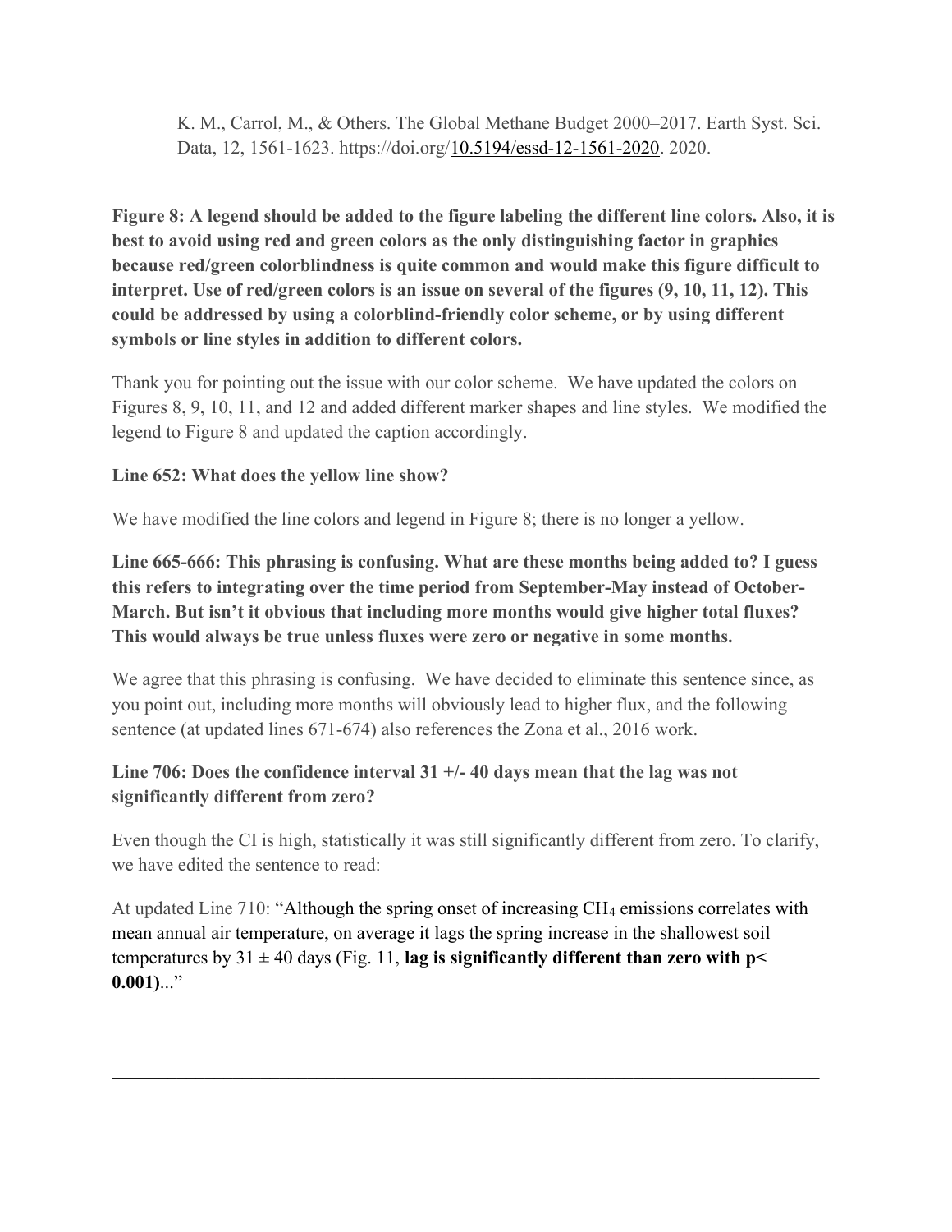K. M., Carrol, M., & Others. The Global Methane Budget 2000–2017. Earth Syst. Sci. Data, 12, 1561-1623. https://doi.org/10.5194/essd-12-1561-2020. 2020.

**Figure 8: A legend should be added to the figure labeling the different line colors. Also, it is best to avoid using red and green colors as the only distinguishing factor in graphics because red/green colorblindness is quite common and would make this figure difficult to interpret. Use of red/green colors is an issue on several of the figures (9, 10, 11, 12). This could be addressed by using a colorblind-friendly color scheme, or by using different symbols or line styles in addition to different colors.**

Thank you for pointing out the issue with our color scheme. We have updated the colors on Figures 8, 9, 10, 11, and 12 and added different marker shapes and line styles. We modified the legend to Figure 8 and updated the caption accordingly.

**Line 652: What does the yellow line show?**

We have modified the line colors and legend in Figure 8; there is no longer a yellow.

**Line 665-666: This phrasing is confusing. What are these months being added to? I guess this refers to integrating over the time period from September-May instead of October-March. But isn't it obvious that including more months would give higher total fluxes? This would always be true unless fluxes were zero or negative in some months.**

We agree that this phrasing is confusing. We have decided to eliminate this sentence since, as you point out, including more months will obviously lead to higher flux, and the following sentence (at updated lines 671-674) also references the Zona et al., 2016 work.

**Line 706: Does the confidence interval 31 +/- 40 days mean that the lag was not significantly different from zero?**

Even though the CI is high, statistically it was still significantly different from zero. To clarify, we have edited the sentence to read:

At updated Line 710: "Although the spring onset of increasing $CH_4$ emissions correlates with mean annual air temperature, on average it lags the spring increase in the shallowest soil temperatures by $31 \pm 40$ days (Fig. 11, **lag is significantly different than zero with $p < 0.001$**)..."

---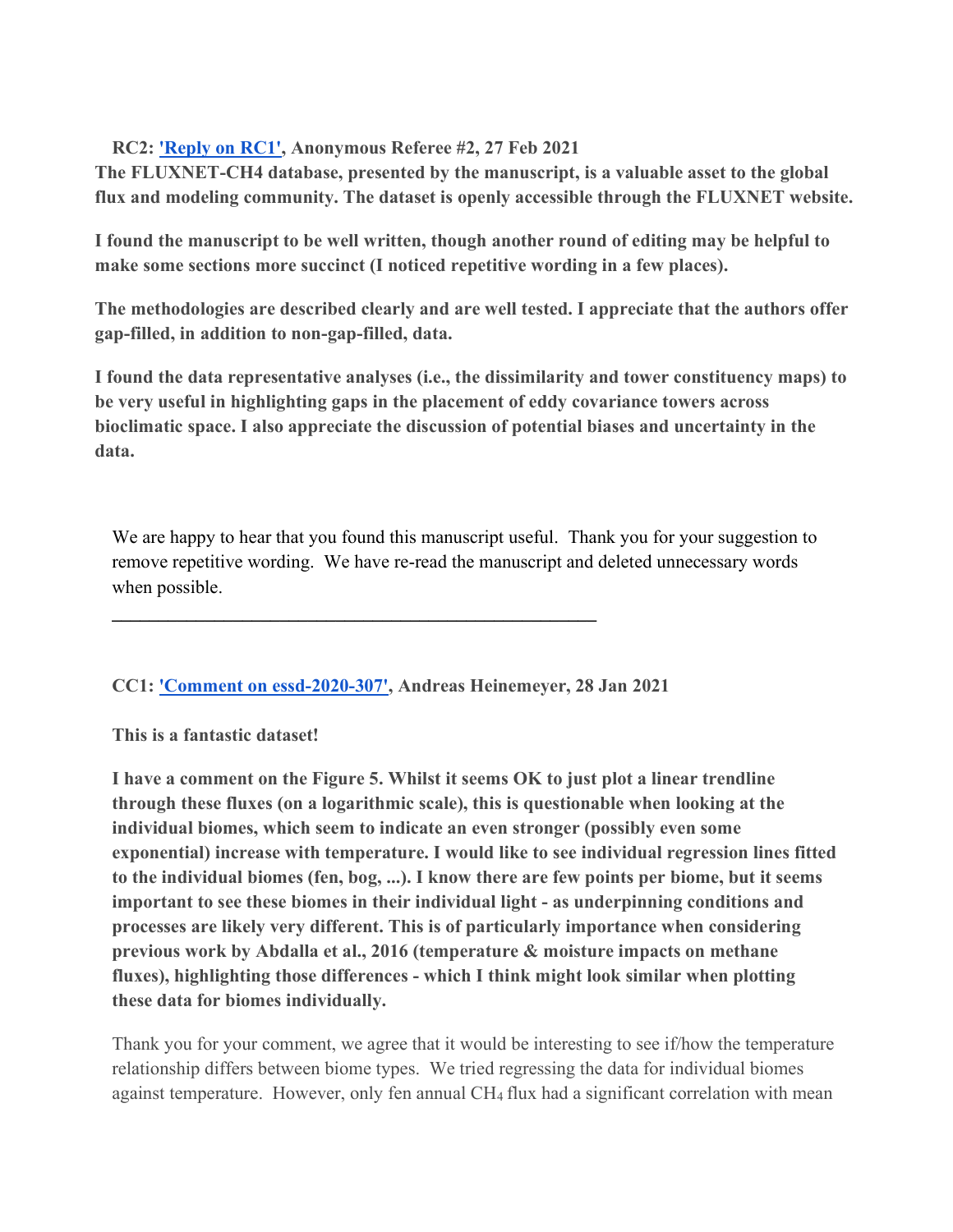**RC2: 'Reply on RC1', Anonymous Referee #2, 27 Feb 2021**

**The FLUXNET-CH4 database, presented by the manuscript, is a valuable asset to the global flux and modeling community. The dataset is openly accessible through the FLUXNET website.**

**I found the manuscript to be well written, though another round of editing may be helpful to make some sections more succinct (I noticed repetitive wording in a few places).**

**The methodologies are described clearly and are well tested. I appreciate that the authors offer gap-filled, in addition to non-gap-filled, data.**

**I found the data representative analyses (i.e., the dissimilarity and tower constituency maps) to be very useful in highlighting gaps in the placement of eddy covariance towers across bioclimatic space. I also appreciate the discussion of potential biases and uncertainty in the data.**

We are happy to hear that you found this manuscript useful. Thank you for your suggestion to remove repetitive wording. We have re-read the manuscript and deleted unnecessary words when possible.

---

**CC1: 'Comment on essd-2020-307', Andreas Heinemeyer, 28 Jan 2021**

**This is a fantastic dataset!**

**I have a comment on the Figure 5. Whilst it seems OK to just plot a linear trendline through these fluxes (on a logarithmic scale), this is questionable when looking at the individual biomes, which seem to indicate an even stronger (possibly even some exponential) increase with temperature. I would like to see individual regression lines fitted to the individual biomes (fen, bog, ...). I know there are few points per biome, but it seems important to see these biomes in their individual light - as underpinning conditions and processes are likely very different. This is of particularly importance when considering previous work by Abdalla et al., 2016 (temperature & moisture impacts on methane fluxes), highlighting those differences - which I think might look similar when plotting these data for biomes individually.**

Thank you for your comment, we agree that it would be interesting to see if/how the temperature relationship differs between biome types. We tried regressing the data for individual biomes against temperature. However, only fen annual $CH_4$ flux had a significant correlation with mean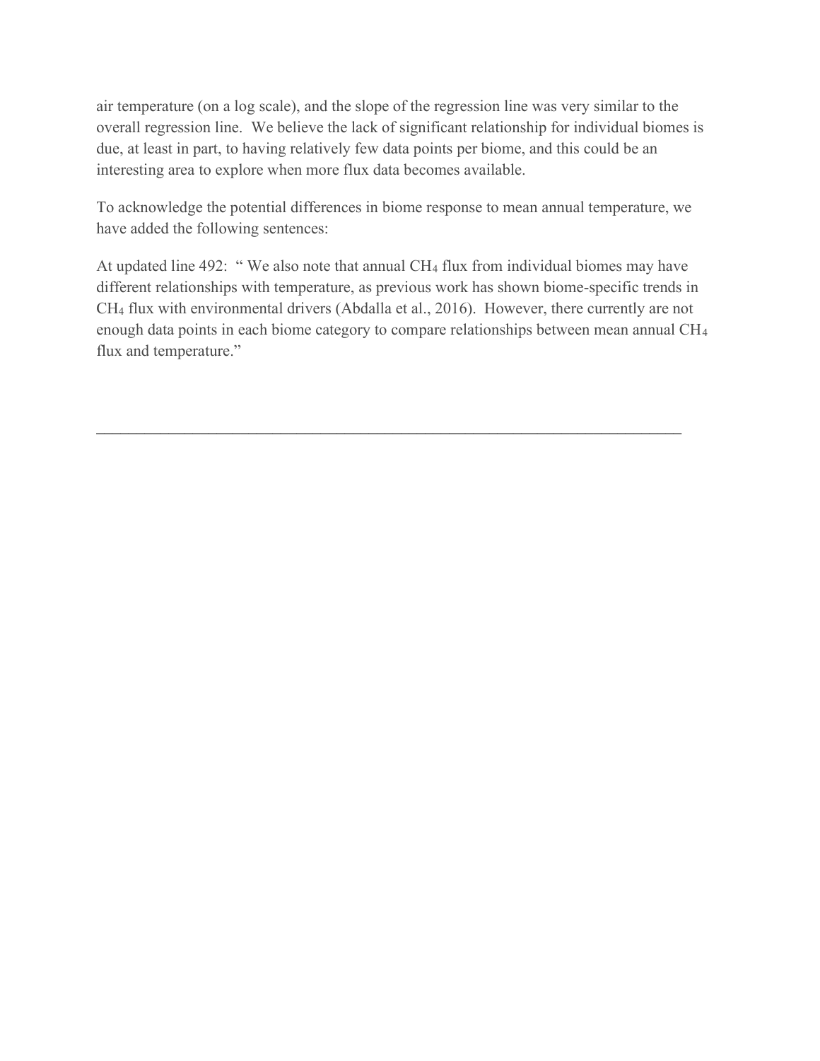air temperature (on a log scale), and the slope of the regression line was very similar to the overall regression line. We believe the lack of significant relationship for individual biomes is due, at least in part, to having relatively few data points per biome, and this could be an interesting area to explore when more flux data becomes available.

To acknowledge the potential differences in biome response to mean annual temperature, we have added the following sentences:

At updated line 492: " We also note that annual $CH_4$ flux from individual biomes may have different relationships with temperature, as previous work has shown biome-specific trends in $CH_4$ flux with environmental drivers (Abdalla et al., 2016). However, there currently are not enough data points in each biome category to compare relationships between mean annual $CH_4$ flux and temperature."

---